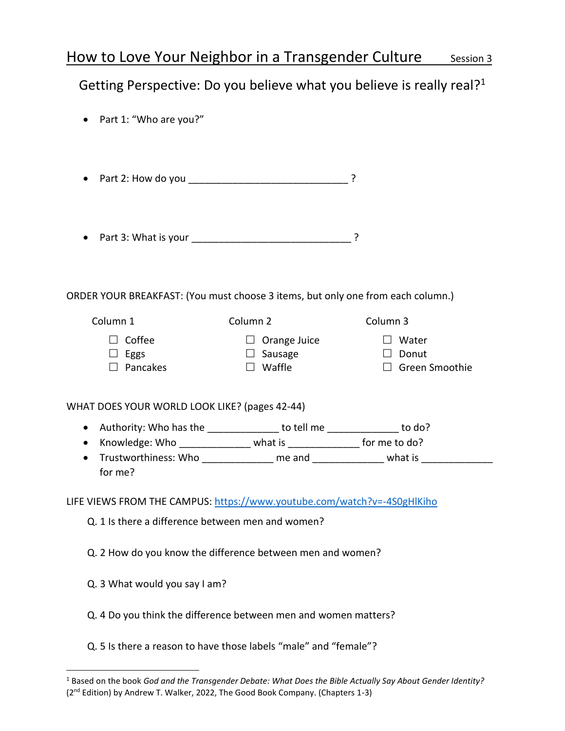# How to Love Your Neighbor in a Transgender Culture Session 3

## Getting Perspective: Do you believe what you believe is really real?[1]

- Part 1: "Who are you?"

- Part 2: How do you ____________________________ ?

- Part 3: What is your ____________________________ ?

ORDER YOUR BREAKFAST: (You must choose 3 items, but only one from each column.)

| Column 1 | Column 2 | Column 3 |
|---|---|---|
| ☐ Coffee | ☐ Orange Juice | ☐ Water |
| ☐ Eggs | ☐ Sausage | ☐ Donut |
| ☐ Pancakes | ☐ Waffle | ☐ Green Smoothie |

WHAT DOES YOUR WORLD LOOK LIKE? (pages 42-44)

- Authority: Who has the ____________ to tell me ____________ to do?
- Knowledge: Who ____________ what is ____________ for me to do?
- Trustworthiness: Who ____________ me and ____________ what is ____________ for me?

LIFE VIEWS FROM THE CAMPUS: https://www.youtube.com/watch?v=-4S0gHlKiho

Q. 1 Is there a difference between men and women?

Q. 2 How do you know the difference between men and women?

Q. 3 What would you say I am?

Q. 4 Do you think the difference between men and women matters?

Q. 5 Is there a reason to have those labels "male" and "female"?

---

[1] Based on the book *God and the Transgender Debate: What Does the Bible Actually Say About Gender Identity?* (2nd Edition) by Andrew T. Walker, 2022, The Good Book Company. (Chapters 1-3)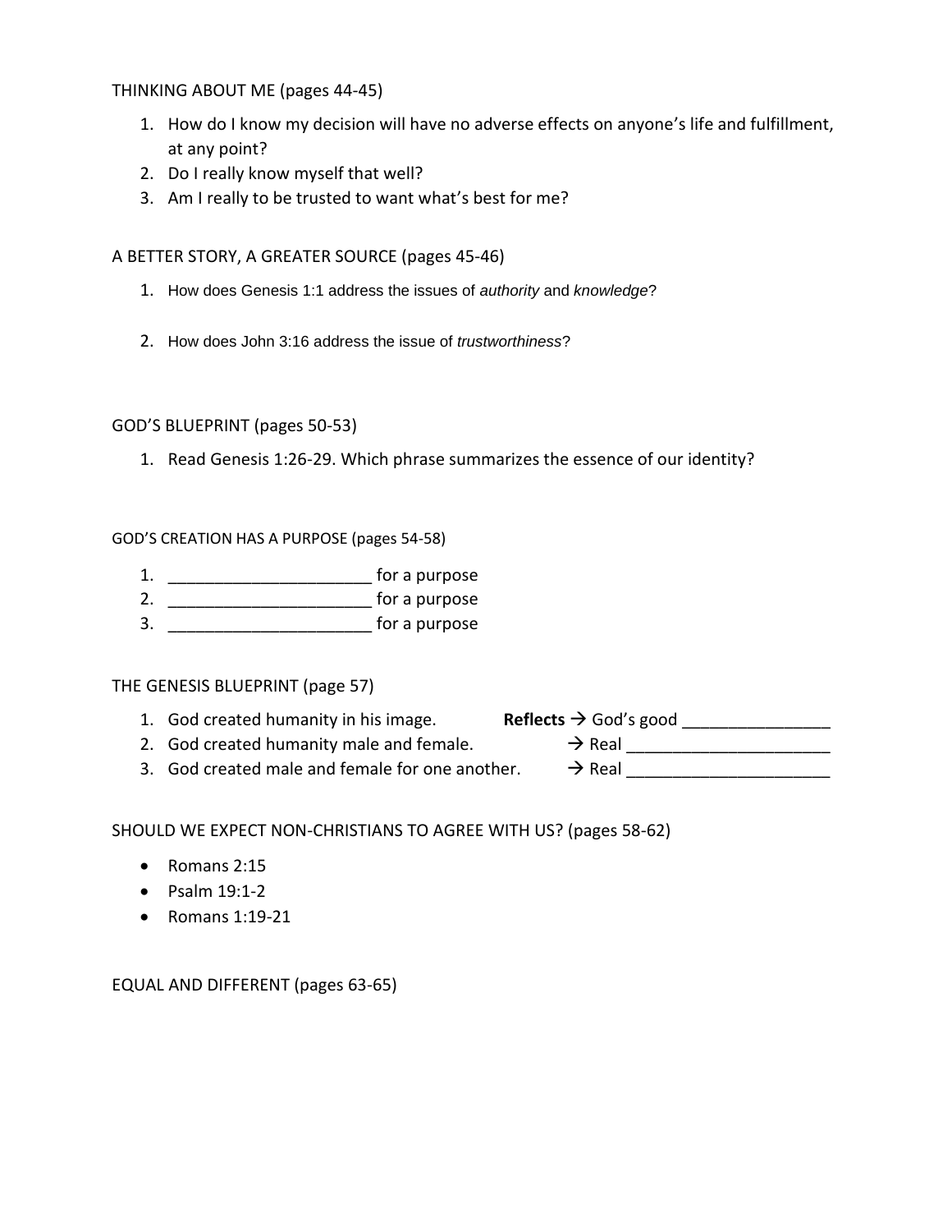THINKING ABOUT ME (pages 44-45)

1. How do I know my decision will have no adverse effects on anyone's life and fulfillment, at any point?
2. Do I really know myself that well?
3. Am I really to be trusted to want what's best for me?

A BETTER STORY, A GREATER SOURCE (pages 45-46)

1. How does Genesis 1:1 address the issues of *authority* and *knowledge*?

2. How does John 3:16 address the issue of *trustworthiness*?

GOD'S BLUEPRINT (pages 50-53)

1. Read Genesis 1:26-29. Which phrase summarizes the essence of our identity?

GOD'S CREATION HAS A PURPOSE (pages 54-58)

1. ______________________ for a purpose
2. ______________________ for a purpose
3. ______________________ for a purpose

THE GENESIS BLUEPRINT (page 57)

1. God created humanity in his image. **Reflects** → God's good ________________
2. God created humanity male and female. → Real ______________________
3. God created male and female for one another. → Real ______________________

SHOULD WE EXPECT NON-CHRISTIANS TO AGREE WITH US? (pages 58-62)

- Romans 2:15
- Psalm 19:1-2
- Romans 1:19-21

EQUAL AND DIFFERENT (pages 63-65)